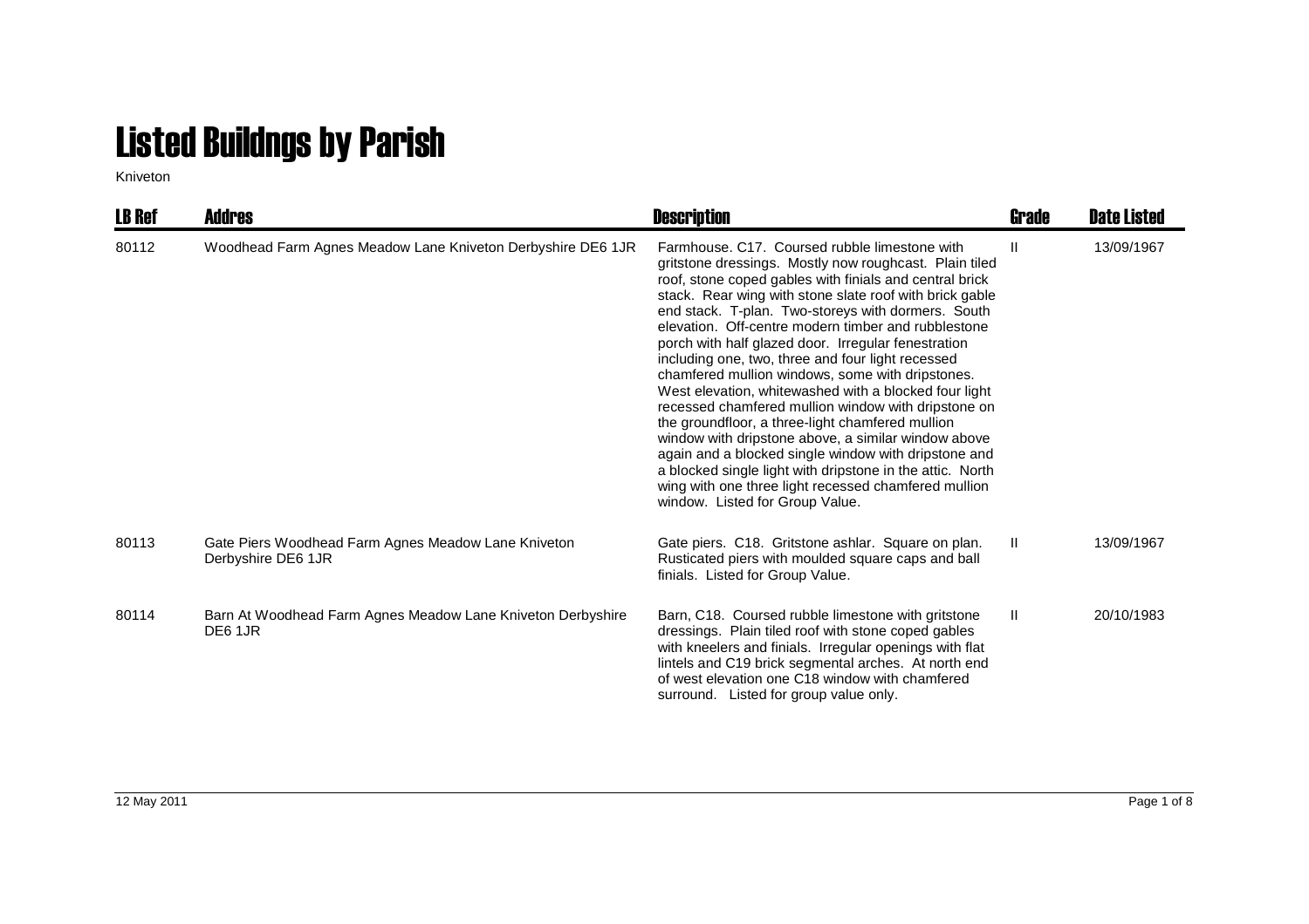# Listed Buildngs by Parish

Kniveton

| LB Ref | Addres | Description | Grade | Date Listed |
|---|---|---|---|---|
| 80112 | Woodhead Farm Agnes Meadow Lane Kniveton Derbyshire DE6 1JR | Farmhouse. C17. Coursed rubble limestone with gritstone dressings. Mostly now roughcast. Plain tiled roof, stone coped gables with finials and central brick stack. Rear wing with stone slate roof with brick gable end stack. T-plan. Two-storeys with dormers. South elevation. Off-centre modern timber and rubblestone porch with half glazed door. Irregular fenestration including one, two, three and four light recessed chamfered mullion windows, some with dripstones. West elevation, whitewashed with a blocked four light recessed chamfered mullion window with dripstone on the groundfloor, a three-light chamfered mullion window with dripstone above, a similar window above again and a blocked single window with dripstone and a blocked single light with dripstone in the attic. North wing with one three light recessed chamfered mullion window. Listed for Group Value. | II | 13/09/1967 |
| 80113 | Gate Piers Woodhead Farm Agnes Meadow Lane Kniveton Derbyshire DE6 1JR | Gate piers. C18. Gritstone ashlar. Square on plan. Rusticated piers with moulded square caps and ball finials. Listed for Group Value. | II | 13/09/1967 |
| 80114 | Barn At Woodhead Farm Agnes Meadow Lane Kniveton Derbyshire DE6 1JR | Barn, C18. Coursed rubble limestone with gritstone dressings. Plain tiled roof with stone coped gables with kneelers and finials. Irregular openings with flat lintels and C19 brick segmental arches. At north end of west elevation one C18 window with chamfered surround. Listed for group value only. | II | 20/10/1983 |

12 May 2011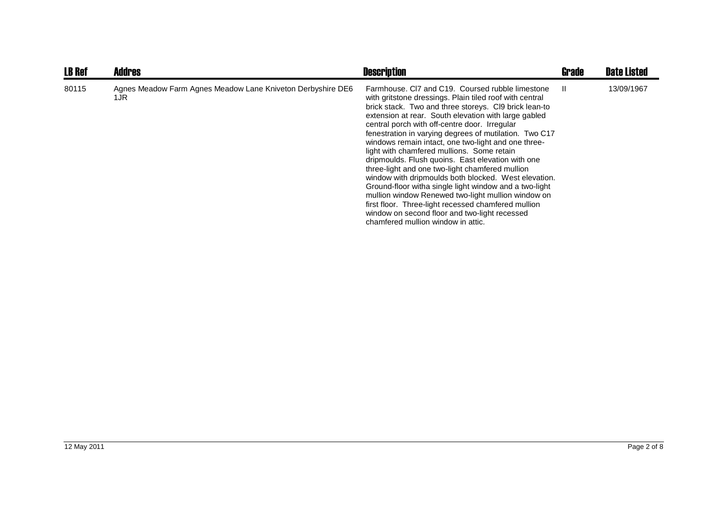| LB Ref | Addres | Description | Grade | Date Listed |
| --- | --- | --- | --- | --- |
| 80115 | Agnes Meadow Farm Agnes Meadow Lane Kniveton Derbyshire DE6 1JR | Farmhouse. Cl7 and C19. Coursed rubble limestone with gritstone dressings. Plain tiled roof with central brick stack. Two and three storeys. Cl9 brick lean-to extension at rear. South elevation with large gabled central porch with off-centre door. Irregular fenestration in varying degrees of mutilation. Two C17 windows remain intact, one two-light and one three-light with chamfered mullions. Some retain dripmoulds. Flush quoins. East elevation with one three-light and one two-light chamfered mullion window with dripmoulds both blocked. West elevation. Ground-floor witha single light window and a two-light mullion window Renewed two-light mullion window on first floor. Three-light recessed chamfered mullion window on second floor and two-light recessed chamfered mullion window in attic. | II | 13/09/1967 |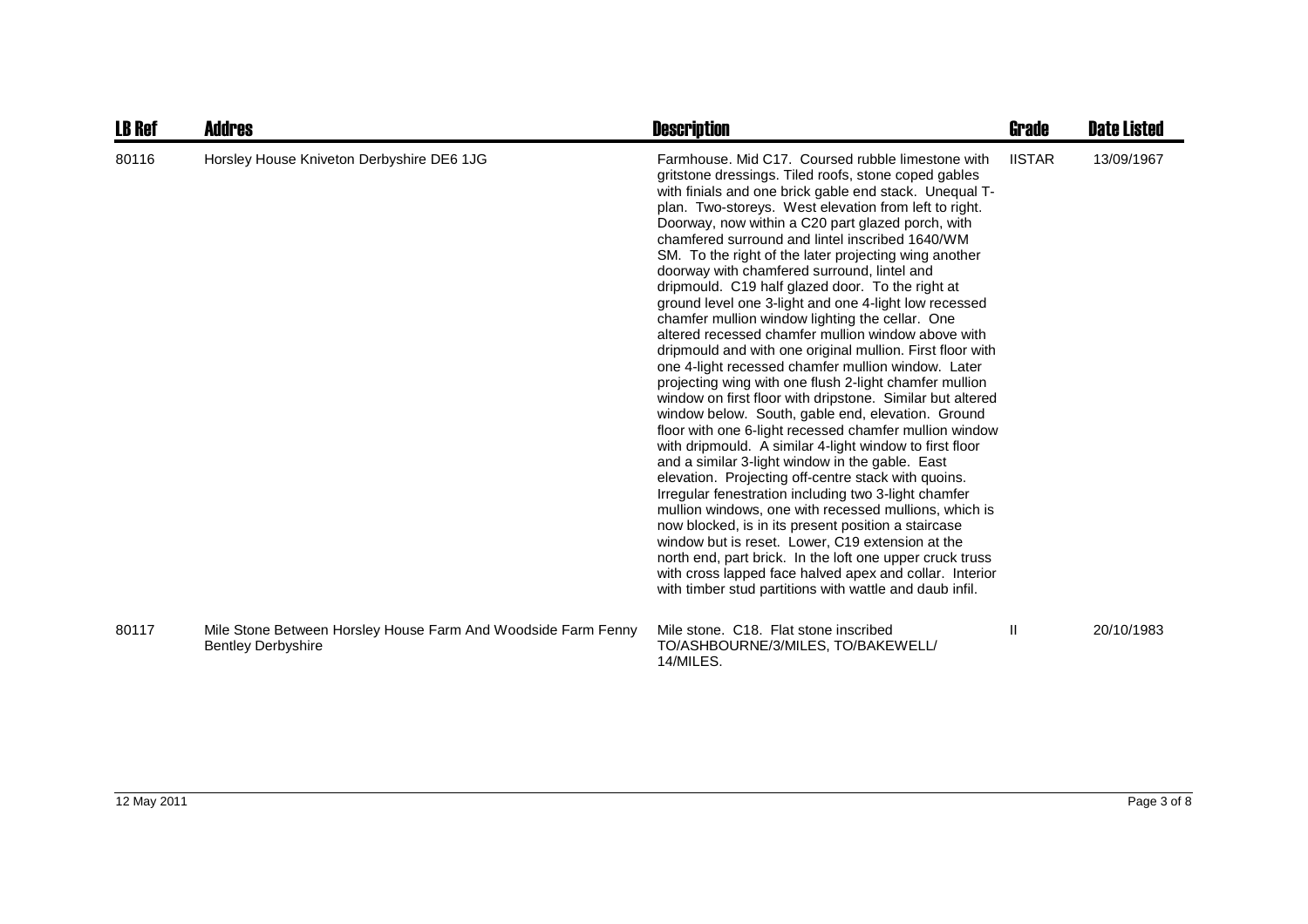| LB Ref | Addres | Description | Grade | Date Listed |
|---|---|---|---|---|
| 80116 | Horsley House Kniveton Derbyshire DE6 1JG | Farmhouse. Mid C17. Coursed rubble limestone with gritstone dressings. Tiled roofs, stone coped gables with finials and one brick gable end stack. Unequal T-plan. Two-storeys. West elevation from left to right. Doorway, now within a C20 part glazed porch, with chamfered surround and lintel inscribed 1640/WM SM. To the right of the later projecting wing another doorway with chamfered surround, lintel and dripmould. C19 half glazed door. To the right at ground level one 3-light and one 4-light low recessed chamfer mullion window lighting the cellar. One altered recessed chamfer mullion window above with dripmould and with one original mullion. First floor with one 4-light recessed chamfer mullion window. Later projecting wing with one flush 2-light chamfer mullion window on first floor with dripstone. Similar but altered window below. South, gable end, elevation. Ground floor with one 6-light recessed chamfer mullion window with dripmould. A similar 4-light window to first floor and a similar 3-light window in the gable. East elevation. Projecting off-centre stack with quoins. Irregular fenestration including two 3-light chamfer mullion windows, one with recessed mullions, which is now blocked, is in its present position a staircase window but is reset. Lower, C19 extension at the north end, part brick. In the loft one upper cruck truss with cross lapped face halved apex and collar. Interior with timber stud partitions with wattle and daub infil. | IISTAR | 13/09/1967 |
| 80117 | Mile Stone Between Horsley House Farm And Woodside Farm Fenny Bentley Derbyshire | Mile stone. C18. Flat stone inscribed TO/ASHBOURNE/3/MILES, TO/BAKEWELL/ 14/MILES. | II | 20/10/1983 |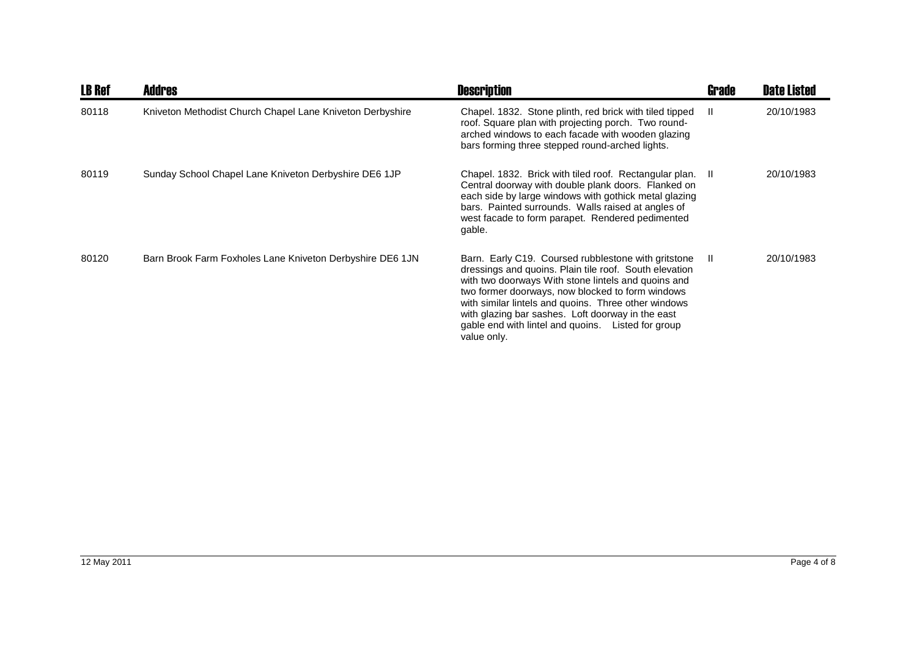| LB Ref | Addres | Description | Grade | Date Listed |
| --- | --- | --- | --- | --- |
| 80118 | Kniveton Methodist Church Chapel Lane Kniveton Derbyshire | Chapel. 1832. Stone plinth, red brick with tiled tipped roof. Square plan with projecting porch. Two round-arched windows to each facade with wooden glazing bars forming three stepped round-arched lights. | II | 20/10/1983 |
| 80119 | Sunday School Chapel Lane Kniveton Derbyshire DE6 1JP | Chapel. 1832. Brick with tiled roof. Rectangular plan. Central doorway with double plank doors. Flanked on each side by large windows with gothick metal glazing bars. Painted surrounds. Walls raised at angles of west facade to form parapet. Rendered pedimented gable. | II | 20/10/1983 |
| 80120 | Barn Brook Farm Foxholes Lane Kniveton Derbyshire DE6 1JN | Barn. Early C19. Coursed rubblestone with gritstone dressings and quoins. Plain tile roof. South elevation with two doorways With stone lintels and quoins and two former doorways, now blocked to form windows with similar lintels and quoins. Three other windows with glazing bar sashes. Loft doorway in the east gable end with lintel and quoins. Listed for group value only. | II | 20/10/1983 |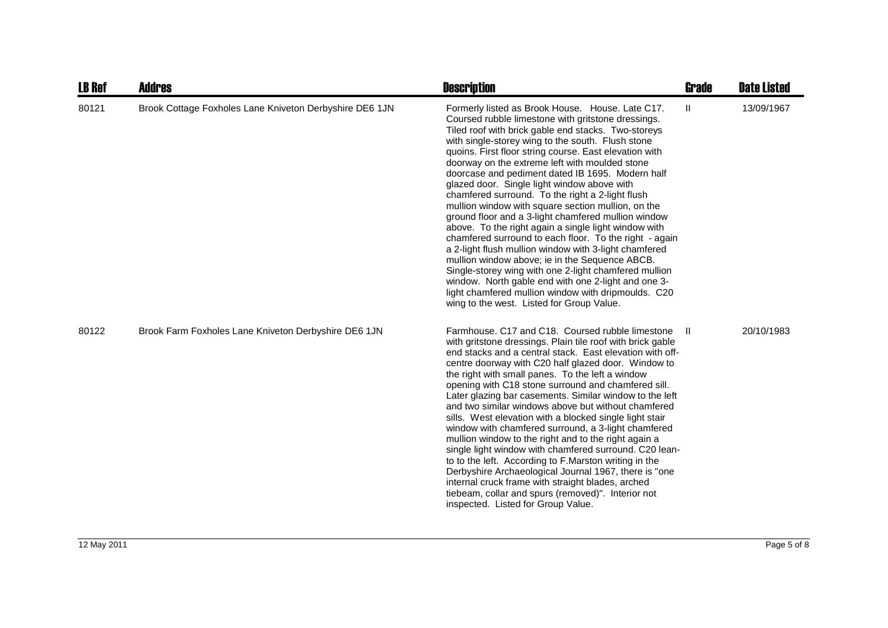| LB Ref | Addres | Description | Grade | Date Listed |
|---|---|---|---|---|
| 80121 | Brook Cottage Foxholes Lane Kniveton Derbyshire DE6 1JN | Formerly listed as Brook House. House. Late C17. Coursed rubble limestone with gritstone dressings. Tiled roof with brick gable end stacks. Two-storeys with single-storey wing to the south. Flush stone quoins. First floor string course. East elevation with doorway on the extreme left with moulded stone doorcase and pediment dated IB 1695. Modern half glazed door. Single light window above with chamfered surround. To the right a 2-light flush mullion window with square section mullion, on the ground floor and a 3-light chamfered mullion window above. To the right again a single light window with chamfered surround to each floor. To the right - again a 2-light flush mullion window with 3-light chamfered mullion window above; ie in the Sequence ABCB. Single-storey wing with one 2-light chamfered mullion window. North gable end with one 2-light and one 3-light chamfered mullion window with dripmoulds. C20 wing to the west. Listed for Group Value. | II | 13/09/1967 |
| 80122 | Brook Farm Foxholes Lane Kniveton Derbyshire DE6 1JN | Farmhouse. C17 and C18. Coursed rubble limestone with gritstone dressings. Plain tile roof with brick gable end stacks and a central stack. East elevation with off-centre doorway with C20 half glazed door. Window to the right with small panes. To the left a window opening with C18 stone surround and chamfered sill. Later glazing bar casements. Similar window to the left and two similar windows above but without chamfered sills. West elevation with a blocked single light stair window with chamfered surround, a 3-light chamfered mullion window to the right and to the right again a single light window with chamfered surround. C20 lean-to to the left. According to F.Marston writing in the Derbyshire Archaeological Journal 1967, there is "one internal cruck frame with straight blades, arched tiebeam, collar and spurs (removed)". Interior not inspected. Listed for Group Value. | II | 20/10/1983 |

12 May 2011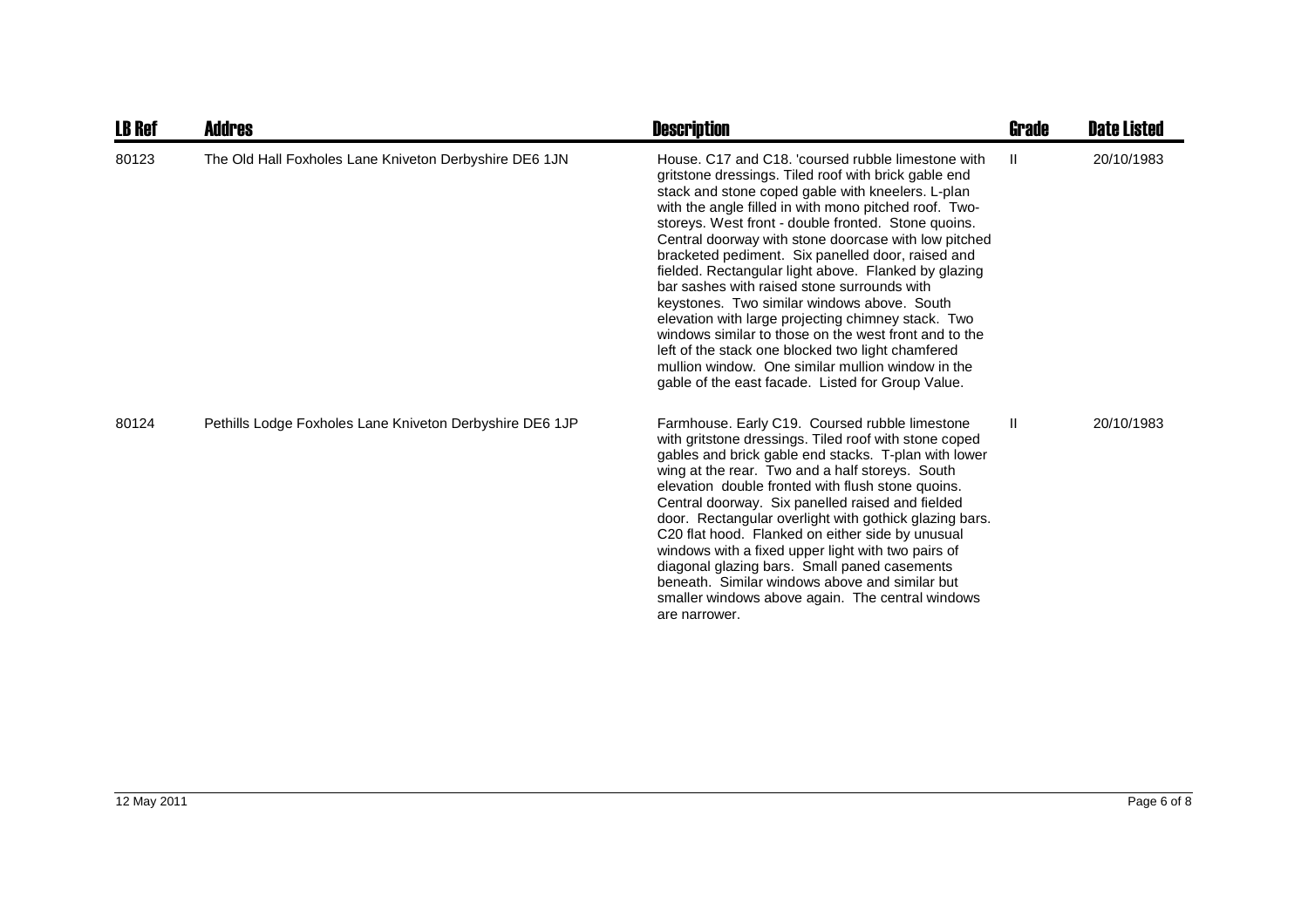| LB Ref | Addres | Description | Grade | Date Listed |
|---|---|---|---|---|
| 80123 | The Old Hall Foxholes Lane Kniveton Derbyshire DE6 1JN | House. C17 and C18. 'coursed rubble limestone with gritstone dressings. Tiled roof with brick gable end stack and stone coped gable with kneelers. L-plan with the angle filled in with mono pitched roof. Two-storeys. West front - double fronted. Stone quoins. Central doorway with stone doorcase with low pitched bracketed pediment. Six panelled door, raised and fielded. Rectangular light above. Flanked by glazing bar sashes with raised stone surrounds with keystones. Two similar windows above. South elevation with large projecting chimney stack. Two windows similar to those on the west front and to the left of the stack one blocked two light chamfered mullion window. One similar mullion window in the gable of the east facade. Listed for Group Value. | II | 20/10/1983 |
| 80124 | Pethills Lodge Foxholes Lane Kniveton Derbyshire DE6 1JP | Farmhouse. Early C19. Coursed rubble limestone with gritstone dressings. Tiled roof with stone coped gables and brick gable end stacks. T-plan with lower wing at the rear. Two and a half storeys. South elevation double fronted with flush stone quoins. Central doorway. Six panelled raised and fielded door. Rectangular overlight with gothick glazing bars. C20 flat hood. Flanked on either side by unusual windows with a fixed upper light with two pairs of diagonal glazing bars. Small paned casements beneath. Similar windows above and similar but smaller windows above again. The central windows are narrower. | II | 20/10/1983 |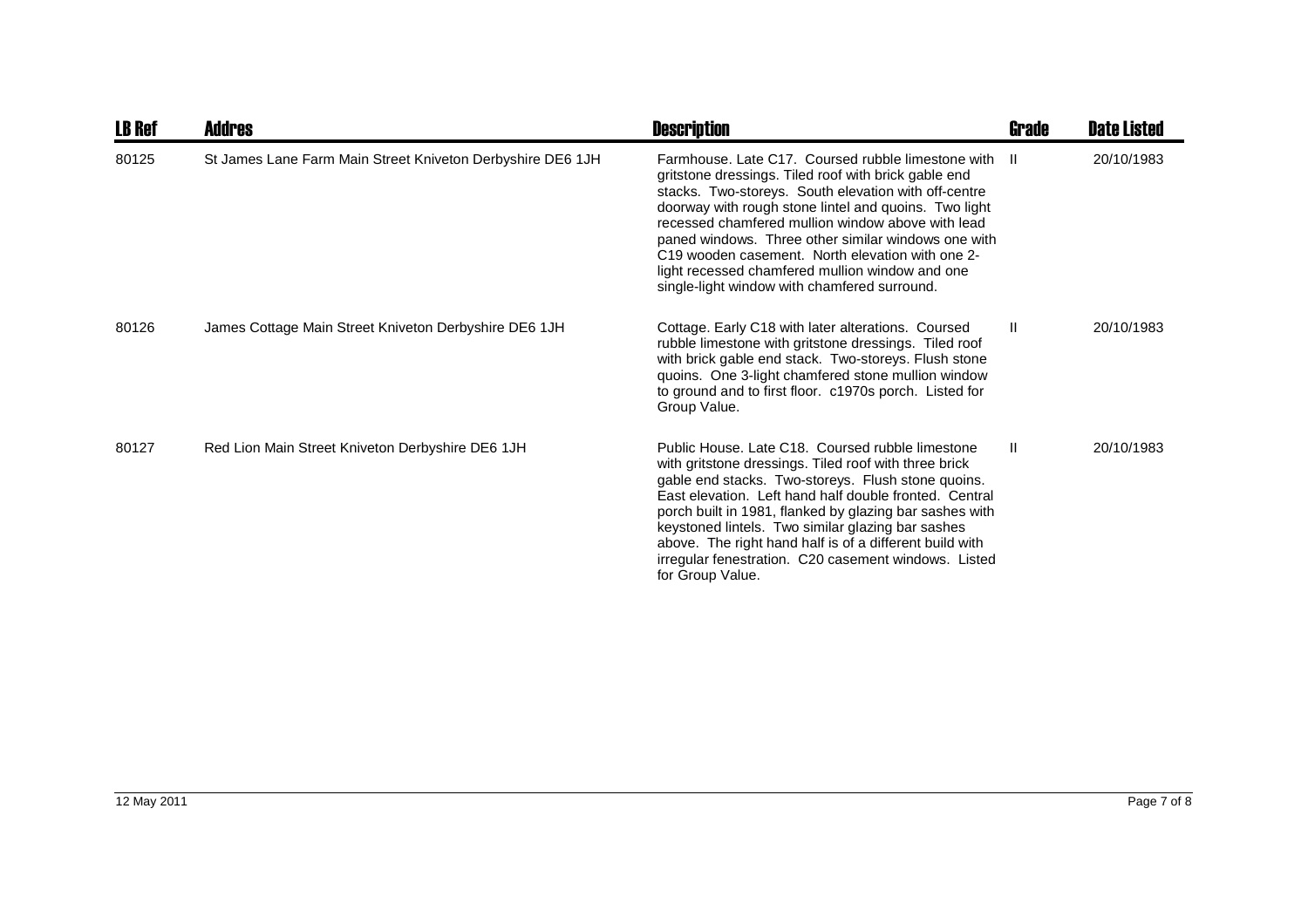| LB Ref | Addres | Description | Grade | Date Listed |
|---|---|---|---|---|
| 80125 | St James Lane Farm Main Street Kniveton Derbyshire DE6 1JH | Farmhouse. Late C17. Coursed rubble limestone with gritstone dressings. Tiled roof with brick gable end stacks. Two-storeys. South elevation with off-centre doorway with rough stone lintel and quoins. Two light recessed chamfered mullion window above with lead paned windows. Three other similar windows one with C19 wooden casement. North elevation with one 2-light recessed chamfered mullion window and one single-light window with chamfered surround. | II | 20/10/1983 |
| 80126 | James Cottage Main Street Kniveton Derbyshire DE6 1JH | Cottage. Early C18 with later alterations. Coursed rubble limestone with gritstone dressings. Tiled roof with brick gable end stack. Two-storeys. Flush stone quoins. One 3-light chamfered stone mullion window to ground and to first floor. c1970s porch. Listed for Group Value. | II | 20/10/1983 |
| 80127 | Red Lion Main Street Kniveton Derbyshire DE6 1JH | Public House. Late C18. Coursed rubble limestone with gritstone dressings. Tiled roof with three brick gable end stacks. Two-storeys. Flush stone quoins. East elevation. Left hand half double fronted. Central porch built in 1981, flanked by glazing bar sashes with keystoned lintels. Two similar glazing bar sashes above. The right hand half is of a different build with irregular fenestration. C20 casement windows. Listed for Group Value. | II | 20/10/1983 |

12 May 2011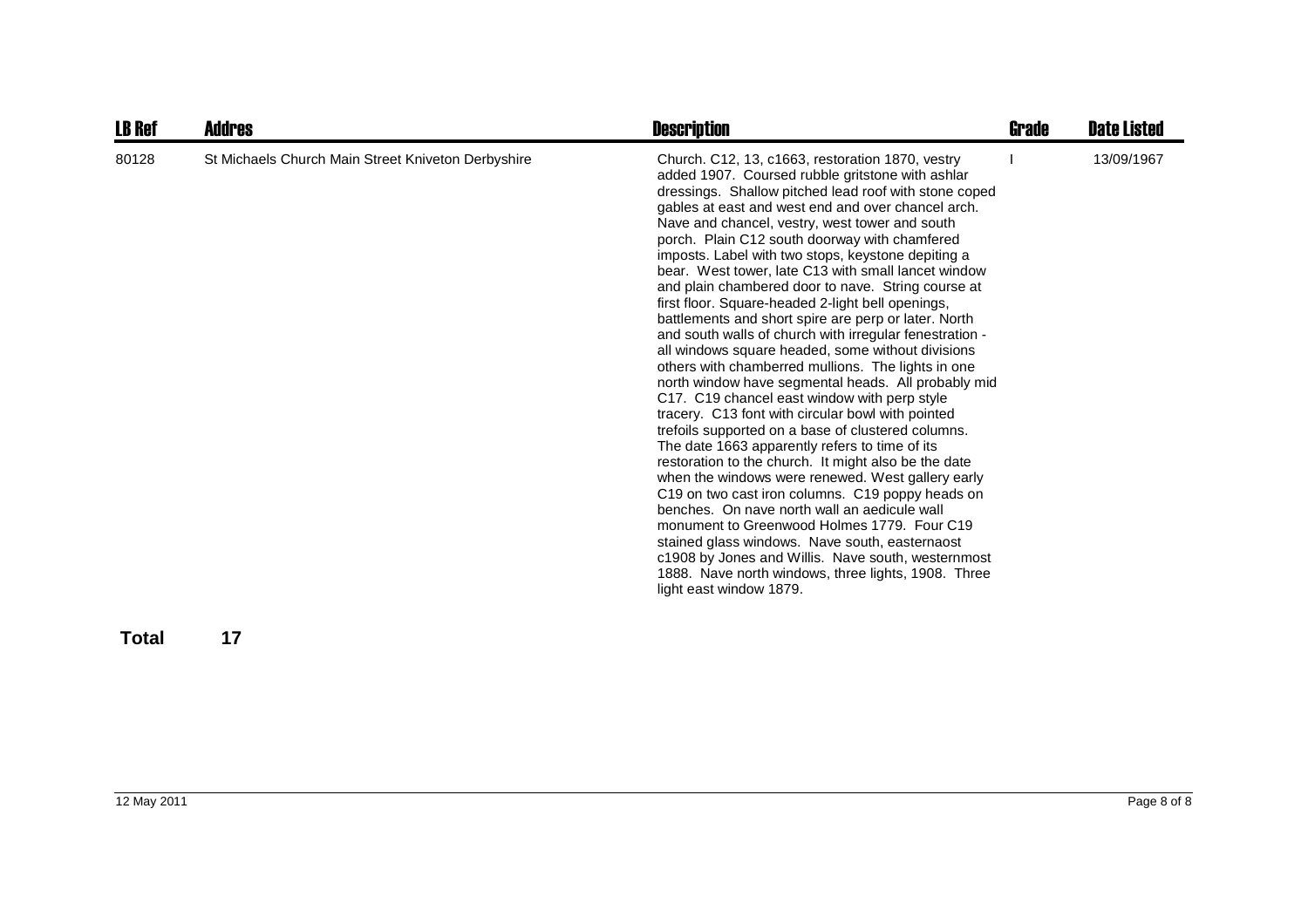| LB Ref | Addres | Description | Grade | Date Listed |
|---|---|---|---|---|
| 80128 | St Michaels Church Main Street Kniveton Derbyshire | Church. C12, 13, c1663, restoration 1870, vestry added 1907. Coursed rubble gritstone with ashlar dressings. Shallow pitched lead roof with stone coped gables at east and west end and over chancel arch. Nave and chancel, vestry, west tower and south porch. Plain C12 south doorway with chamfered imposts. Label with two stops, keystone depiting a bear. West tower, late C13 with small lancet window and plain chambered door to nave. String course at first floor. Square-headed 2-light bell openings, battlements and short spire are perp or later. North and south walls of church with irregular fenestration - all windows square headed, some without divisions others with chamberred mullions. The lights in one north window have segmental heads. All probably mid C17. C19 chancel east window with perp style tracery. C13 font with circular bowl with pointed trefoils supported on a base of clustered columns. The date 1663 apparently refers to time of its restoration to the church. It might also be the date when the windows were renewed. West gallery early C19 on two cast iron columns. C19 poppy heads on benches. On nave north wall an aedicule wall monument to Greenwood Holmes 1779. Four C19 stained glass windows. Nave south, easternaost c1908 by Jones and Willis. Nave south, westernmost 1888. Nave north windows, three lights, 1908. Three light east window 1879. | I | 13/09/1967 |

**Total** **17**